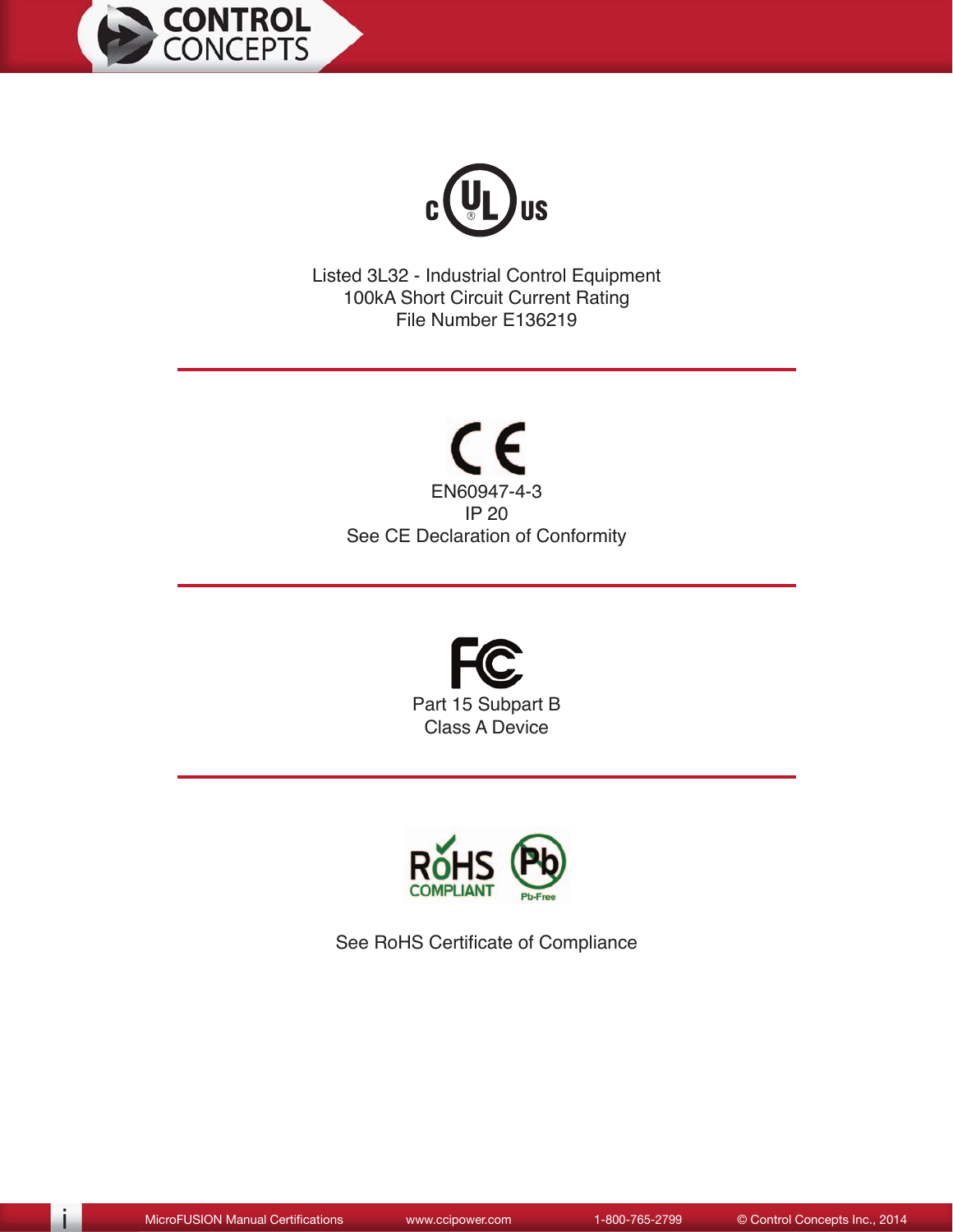Listed 3L32 - Industrial Control Equipment
100kA Short Circuit Current Rating
File Number E136219

---

EN60947-4-3
IP 20
See CE Declaration of Conformity

---

Part 15 Subpart B
Class A Device

---

See RoHS Certificate of Compliance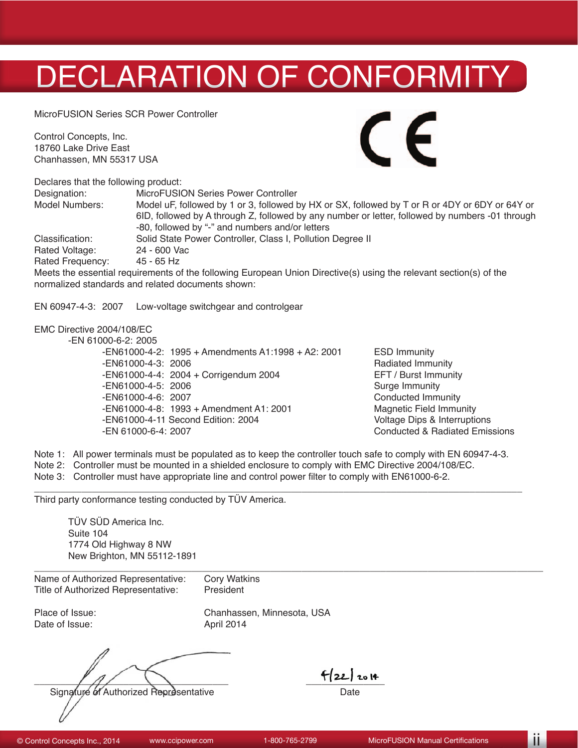# DECLARATION OF CONFORMITY

MicroFUSION Series SCR Power Controller

Control Concepts, Inc.
18760 Lake Drive East
Chanhassen, MN 55317 USA

Declares that the following product:

| | |
|---|---|
| Designation: | MicroFUSION Series Power Controller |
| Model Numbers: | Model uF, followed by 1 or 3, followed by HX or SX, followed by T or R or 4DY or 6DY or 64Y or 6ID, followed by A through Z, followed by any number or letter, followed by numbers -01 through -80, followed by "-" and numbers and/or letters |
| Classification: | Solid State Power Controller, Class I, Pollution Degree II |
| Rated Voltage: | 24 - 600 Vac |
| Rated Frequency: | 45 - 65 Hz |

Meets the essential requirements of the following European Union Directive(s) using the relevant section(s) of the normalized standards and related documents shown:

EN 60947-4-3: 2007 Low-voltage switchgear and controlgear

EMC Directive 2004/108/EC

-EN 61000-6-2: 2005

| | |
|---|---|
| -EN61000-4-2: 1995 + Amendments A1:1998 + A2: 2001 | ESD Immunity |
| -EN61000-4-3: 2006 | Radiated Immunity |
| -EN61000-4-4: 2004 + Corrigendum 2004 | EFT / Burst Immunity |
| -EN61000-4-5: 2006 | Surge Immunity |
| -EN61000-4-6: 2007 | Conducted Immunity |
| -EN61000-4-8: 1993 + Amendment A1: 2001 | Magnetic Field Immunity |
| -EN61000-4-11 Second Edition: 2004 | Voltage Dips & Interruptions |
| -EN 61000-6-4: 2007 | Conducted & Radiated Emissions |

Note 1: All power terminals must be populated as to keep the controller touch safe to comply with EN 60947-4-3.
Note 2: Controller must be mounted in a shielded enclosure to comply with EMC Directive 2004/108/EC.
Note 3: Controller must have appropriate line and control power filter to comply with EN61000-6-2.

---

Third party conformance testing conducted by TÜV America.

TÜV SÜD America Inc.
Suite 104
1774 Old Highway 8 NW
New Brighton, MN 55112-1891

---

| | |
|---|---|
| Name of Authorized Representative: | Cory Watkins |
| Title of Authorized Representative: | President |
| Place of Issue: | Chanhassen, Minnesota, USA |
| Date of Issue: | April 2014 |

Signature of Authorized Representative

4/22/2014
Date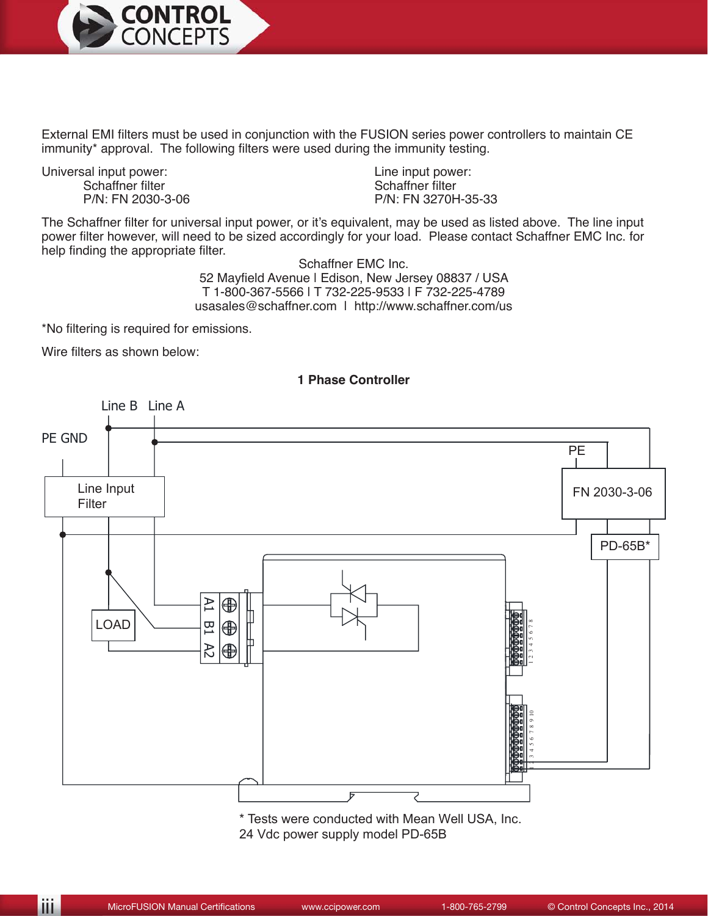External EMI filters must be used in conjunction with the FUSION series power controllers to maintain CE immunity* approval. The following filters were used during the immunity testing.

Universal input power:
Schaffner filter
P/N: FN 2030-3-06

Line input power:
Schaffner filter
P/N: FN 3270H-35-33

The Schaffner filter for universal input power, or it's equivalent, may be used as listed above. The line input power filter however, will need to be sized accordingly for your load. Please contact Schaffner EMC Inc. for help finding the appropriate filter.

Schaffner EMC Inc.
52 Mayfield Avenue | Edison, New Jersey 08837 / USA
T 1-800-367-5566 | T 732-225-9533 | F 732-225-4789
usasales@schaffner.com | http://www.schaffner.com/us

*No filtering is required for emissions.

Wire filters as shown below:

**1 Phase Controller**

Line B Line A

PE GND

PE

Line Input Filter

FN 2030-3-06

PD-65B*

LOAD

A1 B1 A2

\* Tests were conducted with Mean Well USA, Inc.
24 Vdc power supply model PD-65B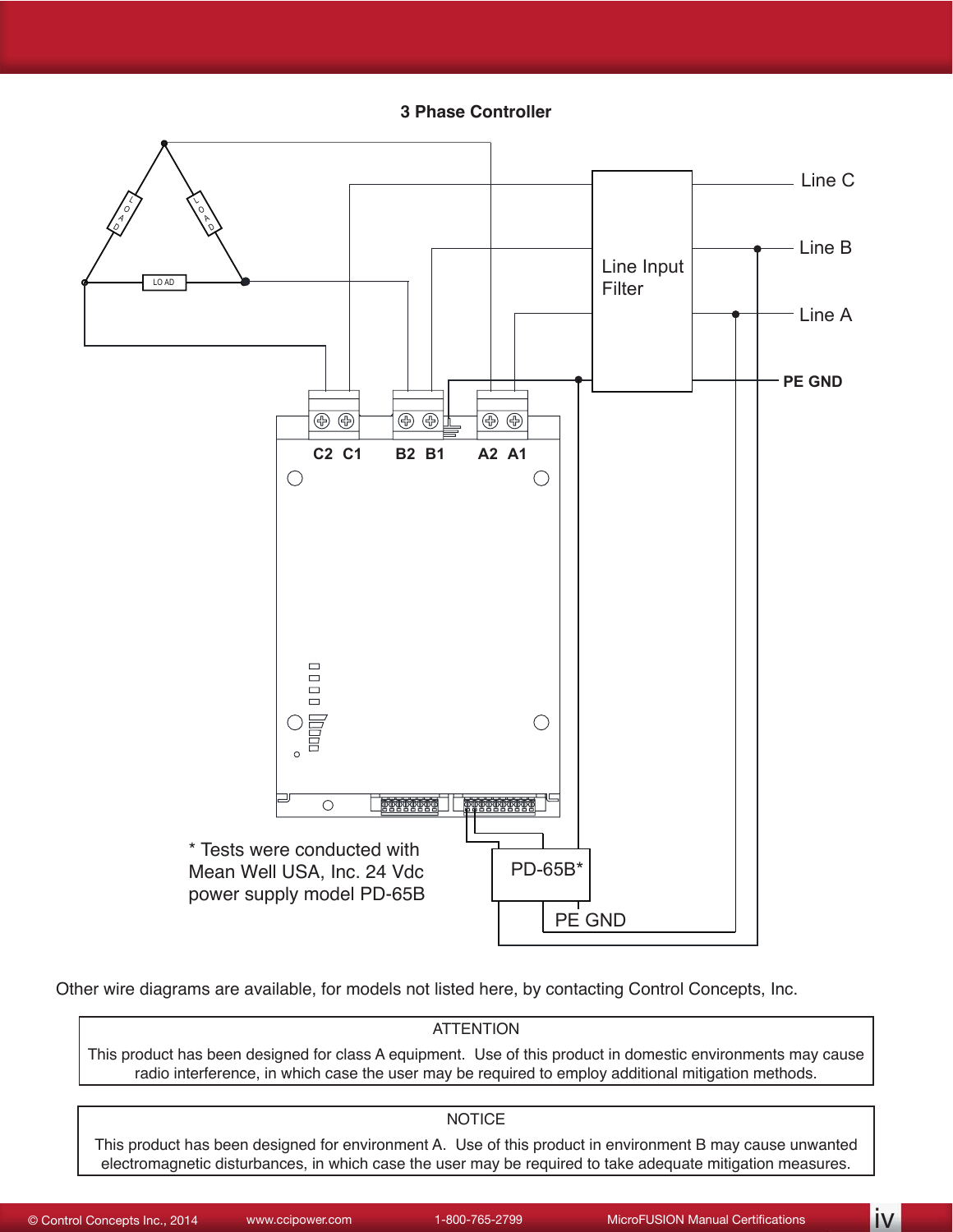**3 Phase Controller**

LOAD

LOAD

LO AD

Line C

Line B

Line A

Line Input Filter

PE GND

C2 C1 B2 B1 A2 A1

PD-65B*

PE GND

* Tests were conducted with Mean Well USA, Inc. 24 Vdc power supply model PD-65B

Other wire diagrams are available, for models not listed here, by contacting Control Concepts, Inc.

| ATTENTION |
|---|
| This product has been designed for class A equipment. Use of this product in domestic environments may cause radio interference, in which case the user may be required to employ additional mitigation methods. |

| NOTICE |
|---|
| This product has been designed for environment A. Use of this product in environment B may cause unwanted electromagnetic disturbances, in which case the user may be required to take adequate mitigation measures. |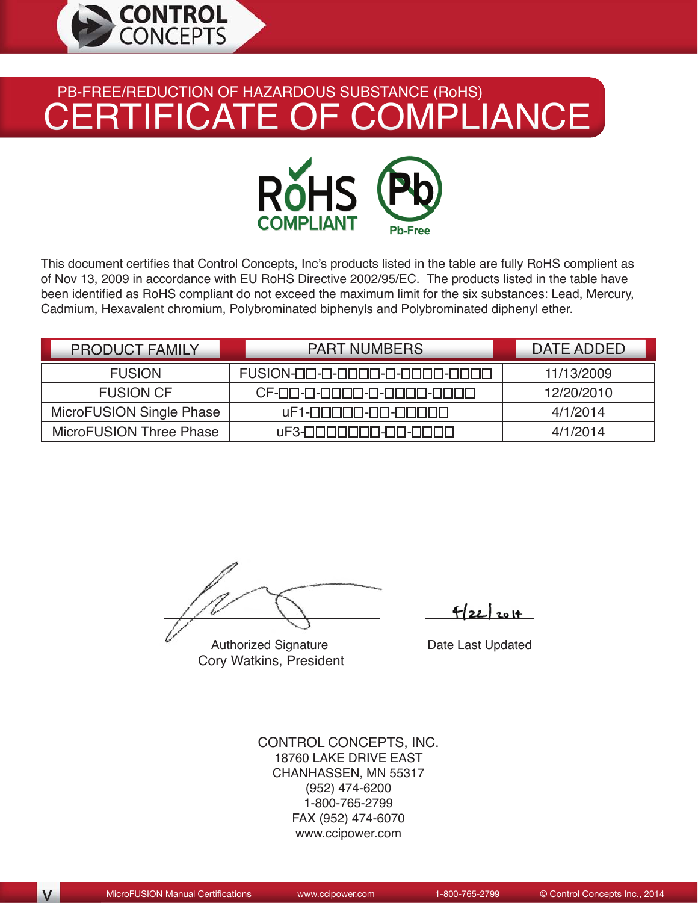CONTROL CONCEPTS

PB-FREE/REDUCTION OF HAZARDOUS SUBSTANCE (RoHS)

# CERTIFICATE OF COMPLIANCE

RoHS COMPLIANT

Pb-Free

This document certifies that Control Concepts, Inc's products listed in the table are fully RoHS complient as of Nov 13, 2009 in accordance with EU RoHS Directive 2002/95/EC. The products listed in the table have been identified as RoHS compliant do not exceed the maximum limit for the six substances: Lead, Mercury, Cadmium, Hexavalent chromium, Polybrominated biphenyls and Polybrominated diphenyl ether.

| PRODUCT FAMILY | PART NUMBERS | DATE ADDED |
|---|---|---|
| FUSION | FUSION-□□-□-□□□□-□-□□□□-□□□□ | 11/13/2009 |
| FUSION CF | CF-□□-□-□□□□-□-□□□□-□□□□ | 12/20/2010 |
| MicroFUSION Single Phase | uF1-□□□□□-□□-□□□□□ | 4/1/2014 |
| MicroFUSION Three Phase | uF3-□□□□□□□-□□-□□□□ | 4/1/2014 |

Authorized Signature
Cory Watkins, President

4/22/2014
Date Last Updated

CONTROL CONCEPTS, INC.
18760 LAKE DRIVE EAST
CHANHASSEN, MN 55317
(952) 474-6200
1-800-765-2799
FAX (952) 474-6070
www.ccipower.com